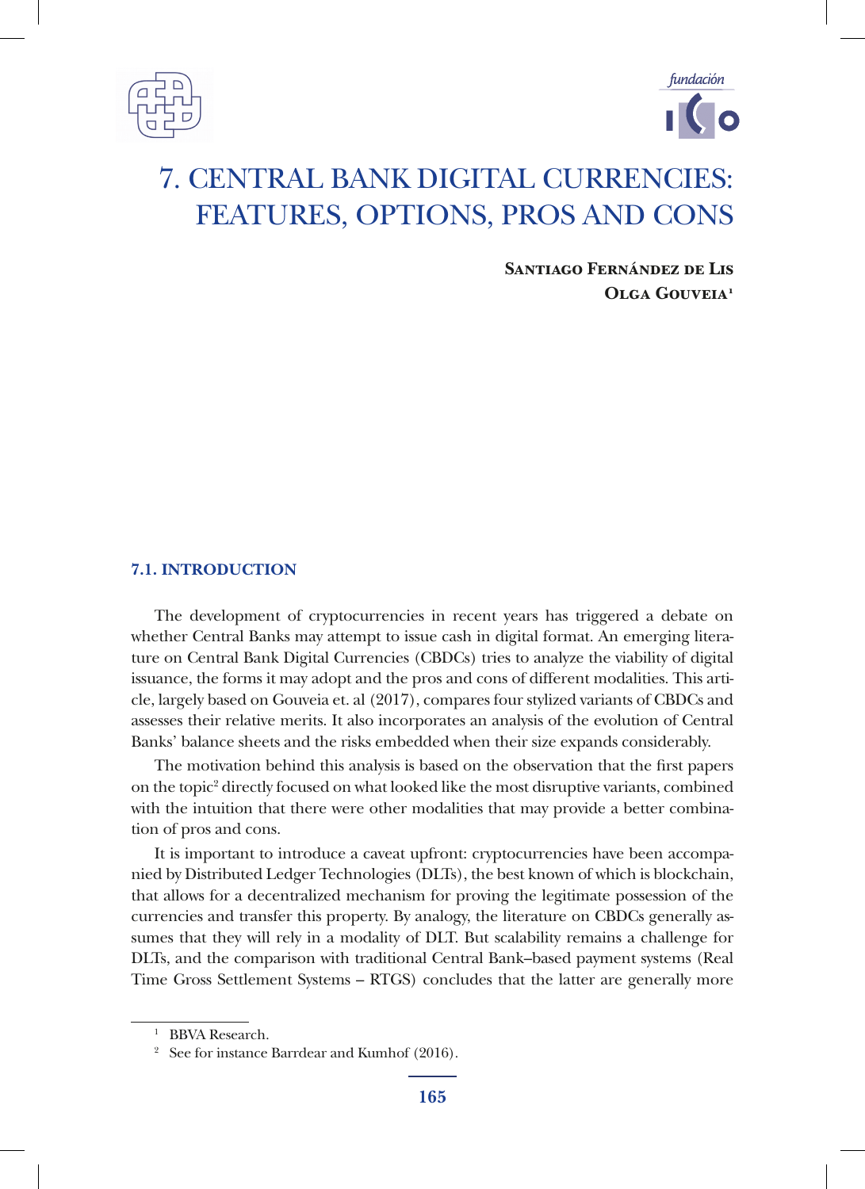# 7. CENTRAL BANK DIGITAL CURRENCIES: FEATURES, OPTIONS, PROS AND CONS

**Santiago Fernández de Lis**
**Olga Gouveia**[1]

## 7.1. INTRODUCTION

The development of cryptocurrencies in recent years has triggered a debate on whether Central Banks may attempt to issue cash in digital format. An emerging literature on Central Bank Digital Currencies (CBDCs) tries to analyze the viability of digital issuance, the forms it may adopt and the pros and cons of different modalities. This article, largely based on Gouveia et. al (2017), compares four stylized variants of CBDCs and assesses their relative merits. It also incorporates an analysis of the evolution of Central Banks' balance sheets and the risks embedded when their size expands considerably.

The motivation behind this analysis is based on the observation that the first papers on the topic[2] directly focused on what looked like the most disruptive variants, combined with the intuition that there were other modalities that may provide a better combination of pros and cons.

It is important to introduce a caveat upfront: cryptocurrencies have been accompanied by Distributed Ledger Technologies (DLTs), the best known of which is blockchain, that allows for a decentralized mechanism for proving the legitimate possession of the currencies and transfer this property. By analogy, the literature on CBDCs generally assumes that they will rely in a modality of DLT. But scalability remains a challenge for DLTs, and the comparison with traditional Central Bank–based payment systems (Real Time Gross Settlement Systems – RTGS) concludes that the latter are generally more

---

[1] BBVA Research.

[2] See for instance Barrdear and Kumhof (2016).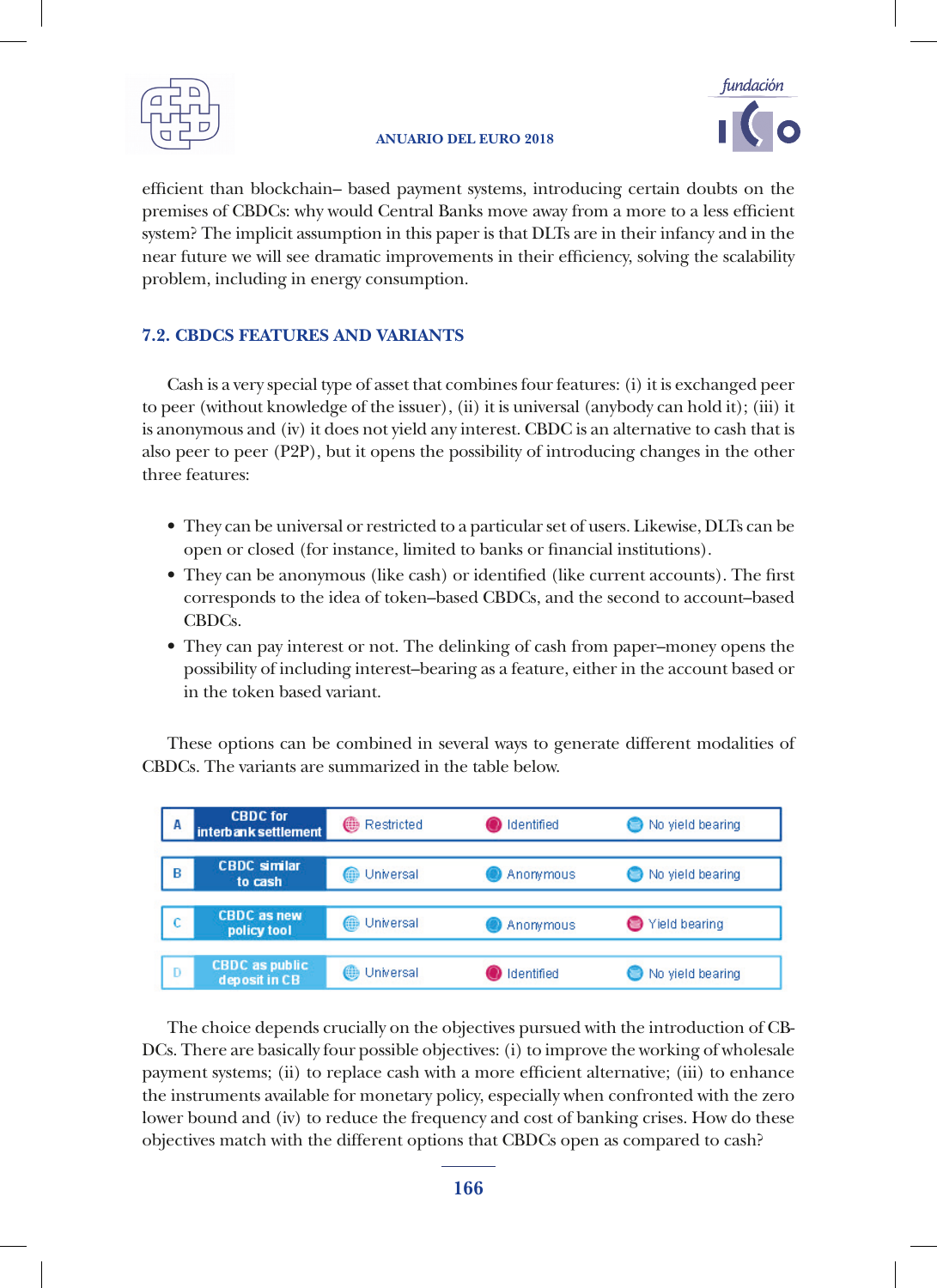efficient than blockchain– based payment systems, introducing certain doubts on the premises of CBDCs: why would Central Banks move away from a more to a less efficient system? The implicit assumption in this paper is that DLTs are in their infancy and in the near future we will see dramatic improvements in their efficiency, solving the scalability problem, including in energy consumption.

### 7.2. CBDCS FEATURES AND VARIANTS

Cash is a very special type of asset that combines four features: (i) it is exchanged peer to peer (without knowledge of the issuer), (ii) it is universal (anybody can hold it); (iii) it is anonymous and (iv) it does not yield any interest. CBDC is an alternative to cash that is also peer to peer (P2P), but it opens the possibility of introducing changes in the other three features:

- They can be universal or restricted to a particular set of users. Likewise, DLTs can be open or closed (for instance, limited to banks or financial institutions).
- They can be anonymous (like cash) or identified (like current accounts). The first corresponds to the idea of token–based CBDCs, and the second to account–based CBDCs.
- They can pay interest or not. The delinking of cash from paper–money opens the possibility of including interest–bearing as a feature, either in the account based or in the token based variant.

These options can be combined in several ways to generate different modalities of CBDCs. The variants are summarized in the table below.

| | | | | |
|---|---|---|---|---|
| A | CBDC for interbank settlement | Restricted | Identified | No yield bearing |
| B | CBDC similar to cash | Universal | Anonymous | No yield bearing |
| C | CBDC as new policy tool | Universal | Anonymous | Yield bearing |
| D | CBDC as public deposit in CB | Universal | Identified | No yield bearing |

The choice depends crucially on the objectives pursued with the introduction of CBDCs. There are basically four possible objectives: (i) to improve the working of wholesale payment systems; (ii) to replace cash with a more efficient alternative; (iii) to enhance the instruments available for monetary policy, especially when confronted with the zero lower bound and (iv) to reduce the frequency and cost of banking crises. How do these objectives match with the different options that CBDCs open as compared to cash?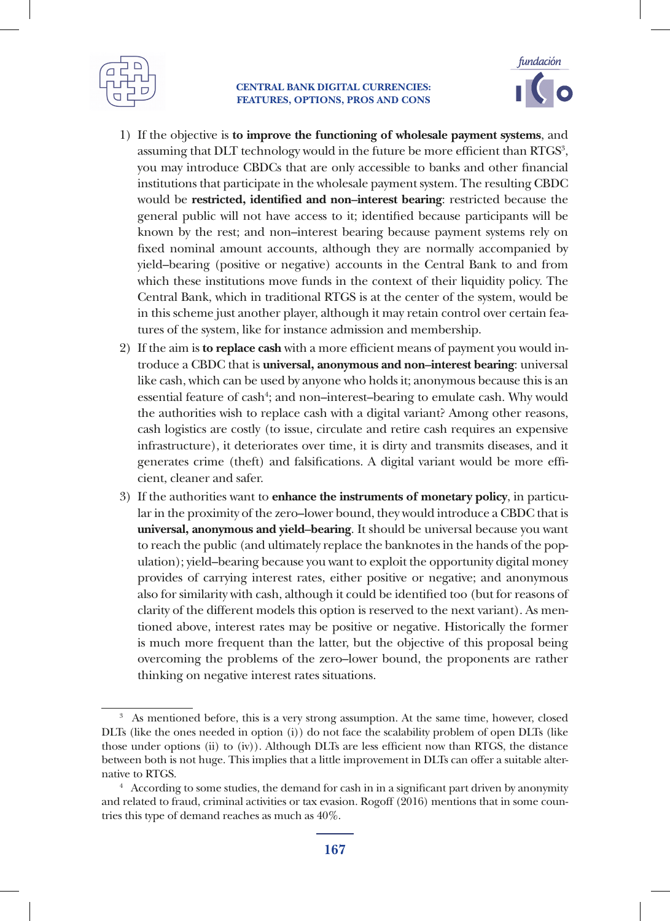1) If the objective is **to improve the functioning of wholesale payment systems**, and assuming that DLT technology would in the future be more efficient than RTGS[3], you may introduce CBDCs that are only accessible to banks and other financial institutions that participate in the wholesale payment system. The resulting CBDC would be **restricted, identified and non–interest bearing**: restricted because the general public will not have access to it; identified because participants will be known by the rest; and non–interest bearing because payment systems rely on fixed nominal amount accounts, although they are normally accompanied by yield–bearing (positive or negative) accounts in the Central Bank to and from which these institutions move funds in the context of their liquidity policy. The Central Bank, which in traditional RTGS is at the center of the system, would be in this scheme just another player, although it may retain control over certain features of the system, like for instance admission and membership.
2) If the aim is **to replace cash** with a more efficient means of payment you would introduce a CBDC that is **universal, anonymous and non–interest bearing**: universal like cash, which can be used by anyone who holds it; anonymous because this is an essential feature of cash[4]; and non–interest–bearing to emulate cash. Why would the authorities wish to replace cash with a digital variant? Among other reasons, cash logistics are costly (to issue, circulate and retire cash requires an expensive infrastructure), it deteriorates over time, it is dirty and transmits diseases, and it generates crime (theft) and falsifications. A digital variant would be more efficient, cleaner and safer.
3) If the authorities want to **enhance the instruments of monetary policy**, in particular in the proximity of the zero–lower bound, they would introduce a CBDC that is **universal, anonymous and yield–bearing**. It should be universal because you want to reach the public (and ultimately replace the banknotes in the hands of the population); yield–bearing because you want to exploit the opportunity digital money provides of carrying interest rates, either positive or negative; and anonymous also for similarity with cash, although it could be identified too (but for reasons of clarity of the different models this option is reserved to the next variant). As mentioned above, interest rates may be positive or negative. Historically the former is much more frequent than the latter, but the objective of this proposal being overcoming the problems of the zero–lower bound, the proponents are rather thinking on negative interest rates situations.

---

[3] As mentioned before, this is a very strong assumption. At the same time, however, closed DLTs (like the ones needed in option (i)) do not face the scalability problem of open DLTs (like those under options (ii) to (iv)). Although DLTs are less efficient now than RTGS, the distance between both is not huge. This implies that a little improvement in DLTs can offer a suitable alternative to RTGS.

[4] According to some studies, the demand for cash in in a significant part driven by anonymity and related to fraud, criminal activities or tax evasion. Rogoff (2016) mentions that in some countries this type of demand reaches as much as 40%.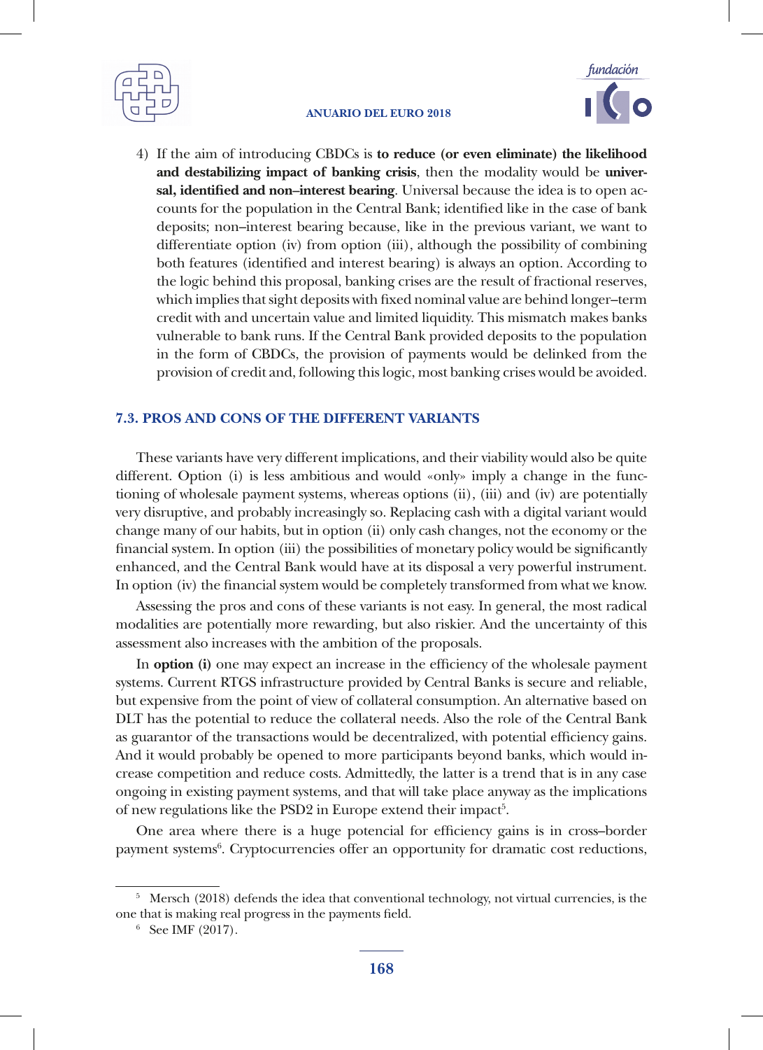4) If the aim of introducing CBDCs is **to reduce (or even eliminate) the likelihood and destabilizing impact of banking crisis**, then the modality would be **universal, identified and non–interest bearing**. Universal because the idea is to open accounts for the population in the Central Bank; identified like in the case of bank deposits; non–interest bearing because, like in the previous variant, we want to differentiate option (iv) from option (iii), although the possibility of combining both features (identified and interest bearing) is always an option. According to the logic behind this proposal, banking crises are the result of fractional reserves, which implies that sight deposits with fixed nominal value are behind longer–term credit with and uncertain value and limited liquidity. This mismatch makes banks vulnerable to bank runs. If the Central Bank provided deposits to the population in the form of CBDCs, the provision of payments would be delinked from the provision of credit and, following this logic, most banking crises would be avoided.

### 7.3. PROS AND CONS OF THE DIFFERENT VARIANTS

These variants have very different implications, and their viability would also be quite different. Option (i) is less ambitious and would «only» imply a change in the functioning of wholesale payment systems, whereas options (ii), (iii) and (iv) are potentially very disruptive, and probably increasingly so. Replacing cash with a digital variant would change many of our habits, but in option (ii) only cash changes, not the economy or the financial system. In option (iii) the possibilities of monetary policy would be significantly enhanced, and the Central Bank would have at its disposal a very powerful instrument. In option (iv) the financial system would be completely transformed from what we know.

Assessing the pros and cons of these variants is not easy. In general, the most radical modalities are potentially more rewarding, but also riskier. And the uncertainty of this assessment also increases with the ambition of the proposals.

In **option (i)** one may expect an increase in the efficiency of the wholesale payment systems. Current RTGS infrastructure provided by Central Banks is secure and reliable, but expensive from the point of view of collateral consumption. An alternative based on DLT has the potential to reduce the collateral needs. Also the role of the Central Bank as guarantor of the transactions would be decentralized, with potential efficiency gains. And it would probably be opened to more participants beyond banks, which would increase competition and reduce costs. Admittedly, the latter is a trend that is in any case ongoing in existing payment systems, and that will take place anyway as the implications of new regulations like the PSD2 in Europe extend their impact[5].

One area where there is a huge potencial for efficiency gains is in cross–border payment systems[6]. Cryptocurrencies offer an opportunity for dramatic cost reductions,

---

[5] Mersch (2018) defends the idea that conventional technology, not virtual currencies, is the one that is making real progress in the payments field.

[6] See IMF (2017).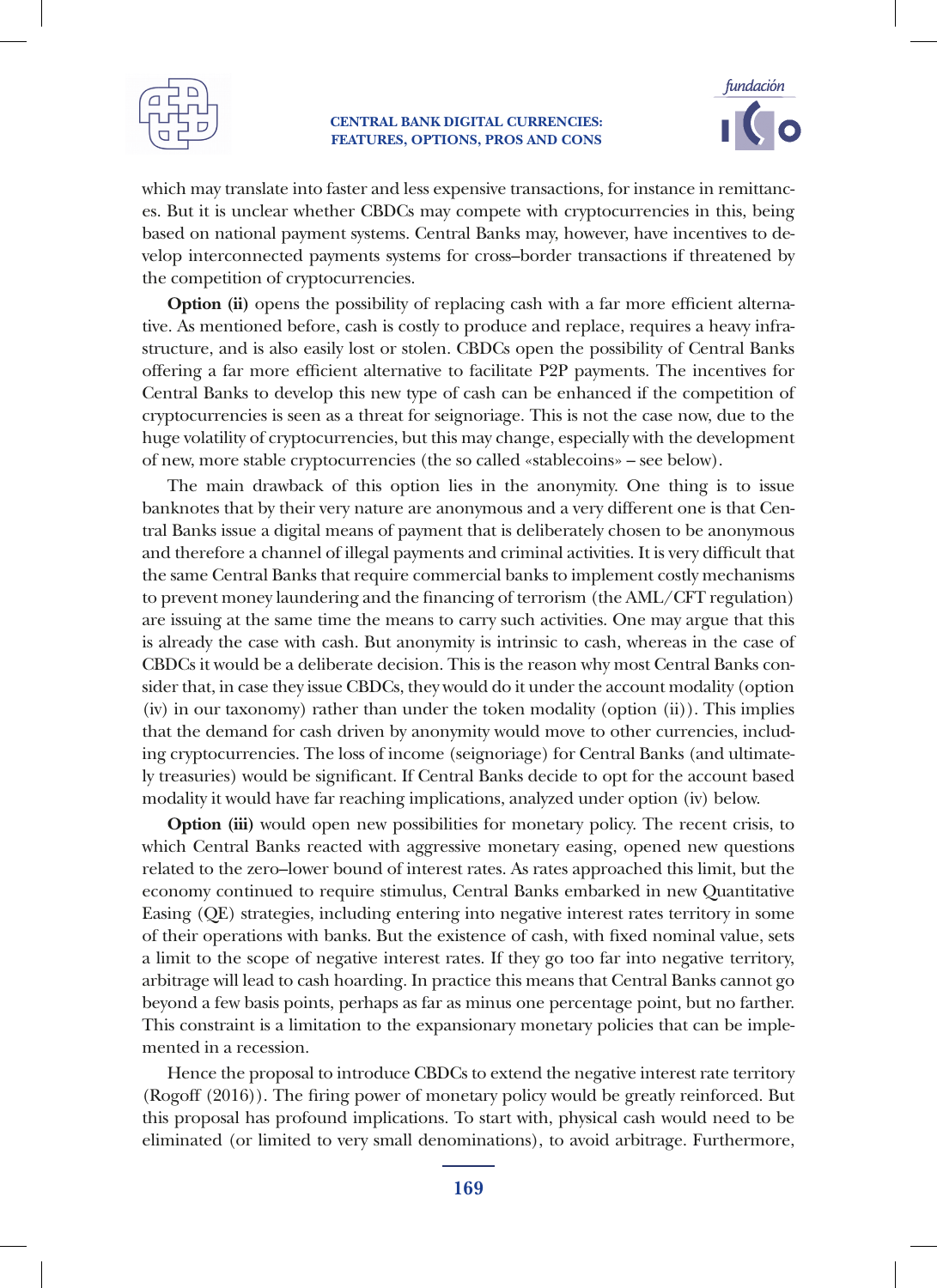which may translate into faster and less expensive transactions, for instance in remittances. But it is unclear whether CBDCs may compete with cryptocurrencies in this, being based on national payment systems. Central Banks may, however, have incentives to develop interconnected payments systems for cross–border transactions if threatened by the competition of cryptocurrencies.

**Option (ii)** opens the possibility of replacing cash with a far more efficient alternative. As mentioned before, cash is costly to produce and replace, requires a heavy infrastructure, and is also easily lost or stolen. CBDCs open the possibility of Central Banks offering a far more efficient alternative to facilitate P2P payments. The incentives for Central Banks to develop this new type of cash can be enhanced if the competition of cryptocurrencies is seen as a threat for seignoriage. This is not the case now, due to the huge volatility of cryptocurrencies, but this may change, especially with the development of new, more stable cryptocurrencies (the so called «stablecoins» – see below).

The main drawback of this option lies in the anonymity. One thing is to issue banknotes that by their very nature are anonymous and a very different one is that Central Banks issue a digital means of payment that is deliberately chosen to be anonymous and therefore a channel of illegal payments and criminal activities. It is very difficult that the same Central Banks that require commercial banks to implement costly mechanisms to prevent money laundering and the financing of terrorism (the AML/CFT regulation) are issuing at the same time the means to carry such activities. One may argue that this is already the case with cash. But anonymity is intrinsic to cash, whereas in the case of CBDCs it would be a deliberate decision. This is the reason why most Central Banks consider that, in case they issue CBDCs, they would do it under the account modality (option (iv) in our taxonomy) rather than under the token modality (option (ii)). This implies that the demand for cash driven by anonymity would move to other currencies, including cryptocurrencies. The loss of income (seignoriage) for Central Banks (and ultimately treasuries) would be significant. If Central Banks decide to opt for the account based modality it would have far reaching implications, analyzed under option (iv) below.

**Option (iii)** would open new possibilities for monetary policy. The recent crisis, to which Central Banks reacted with aggressive monetary easing, opened new questions related to the zero–lower bound of interest rates. As rates approached this limit, but the economy continued to require stimulus, Central Banks embarked in new Quantitative Easing (QE) strategies, including entering into negative interest rates territory in some of their operations with banks. But the existence of cash, with fixed nominal value, sets a limit to the scope of negative interest rates. If they go too far into negative territory, arbitrage will lead to cash hoarding. In practice this means that Central Banks cannot go beyond a few basis points, perhaps as far as minus one percentage point, but no farther. This constraint is a limitation to the expansionary monetary policies that can be implemented in a recession.

Hence the proposal to introduce CBDCs to extend the negative interest rate territory (Rogoff (2016)). The firing power of monetary policy would be greatly reinforced. But this proposal has profound implications. To start with, physical cash would need to be eliminated (or limited to very small denominations), to avoid arbitrage. Furthermore,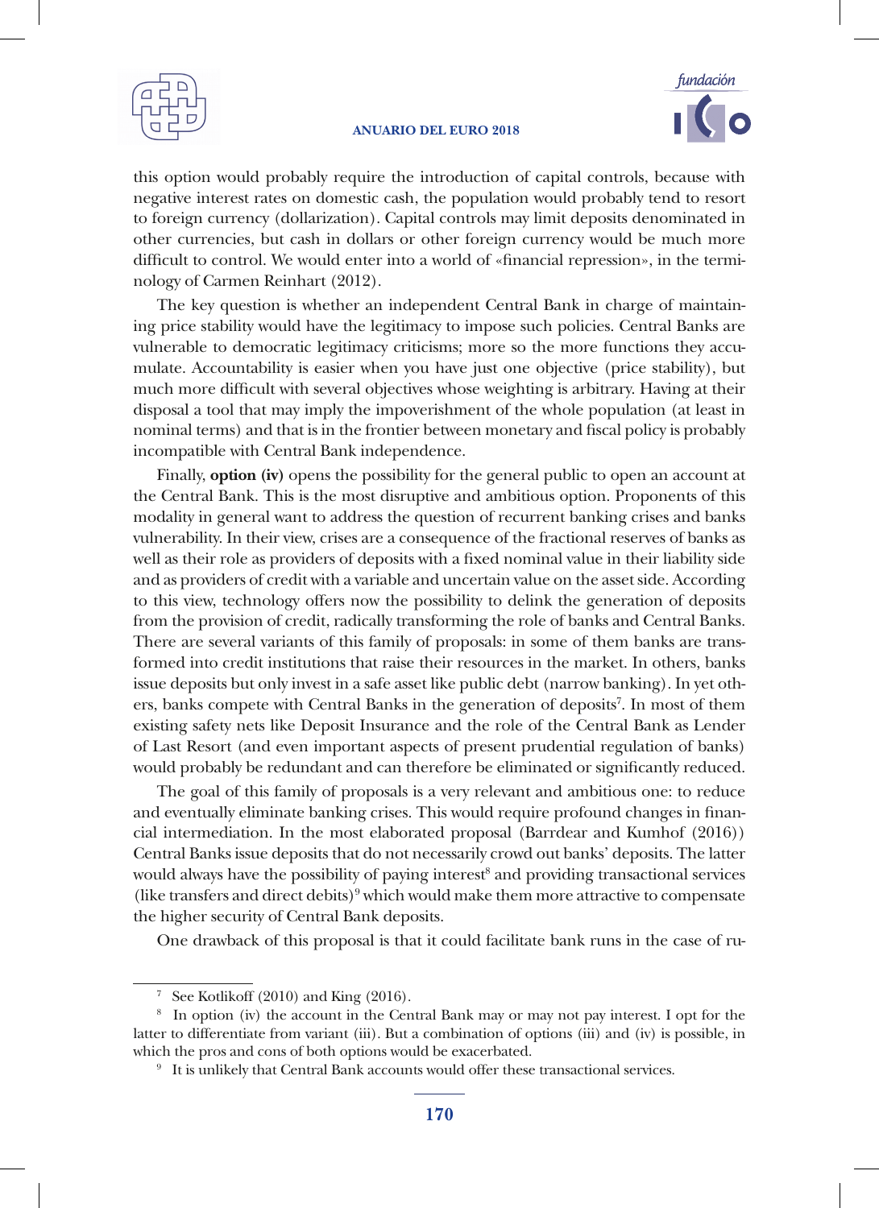this option would probably require the introduction of capital controls, because with negative interest rates on domestic cash, the population would probably tend to resort to foreign currency (dollarization). Capital controls may limit deposits denominated in other currencies, but cash in dollars or other foreign currency would be much more difficult to control. We would enter into a world of «financial repression», in the terminology of Carmen Reinhart (2012).

The key question is whether an independent Central Bank in charge of maintaining price stability would have the legitimacy to impose such policies. Central Banks are vulnerable to democratic legitimacy criticisms; more so the more functions they accumulate. Accountability is easier when you have just one objective (price stability), but much more difficult with several objectives whose weighting is arbitrary. Having at their disposal a tool that may imply the impoverishment of the whole population (at least in nominal terms) and that is in the frontier between monetary and fiscal policy is probably incompatible with Central Bank independence.

Finally, **option (iv)** opens the possibility for the general public to open an account at the Central Bank. This is the most disruptive and ambitious option. Proponents of this modality in general want to address the question of recurrent banking crises and banks vulnerability. In their view, crises are a consequence of the fractional reserves of banks as well as their role as providers of deposits with a fixed nominal value in their liability side and as providers of credit with a variable and uncertain value on the asset side. According to this view, technology offers now the possibility to delink the generation of deposits from the provision of credit, radically transforming the role of banks and Central Banks. There are several variants of this family of proposals: in some of them banks are transformed into credit institutions that raise their resources in the market. In others, banks issue deposits but only invest in a safe asset like public debt (narrow banking). In yet others, banks compete with Central Banks in the generation of deposits[7]. In most of them existing safety nets like Deposit Insurance and the role of the Central Bank as Lender of Last Resort (and even important aspects of present prudential regulation of banks) would probably be redundant and can therefore be eliminated or significantly reduced.

The goal of this family of proposals is a very relevant and ambitious one: to reduce and eventually eliminate banking crises. This would require profound changes in financial intermediation. In the most elaborated proposal (Barrdear and Kumhof (2016)) Central Banks issue deposits that do not necessarily crowd out banks' deposits. The latter would always have the possibility of paying interest[8] and providing transactional services (like transfers and direct debits)[9] which would make them more attractive to compensate the higher security of Central Bank deposits.

One drawback of this proposal is that it could facilitate bank runs in the case of ru-

---

[7] See Kotlikoff (2010) and King (2016).

[8] In option (iv) the account in the Central Bank may or may not pay interest. I opt for the latter to differentiate from variant (iii). But a combination of options (iii) and (iv) is possible, in which the pros and cons of both options would be exacerbated.

[9] It is unlikely that Central Bank accounts would offer these transactional services.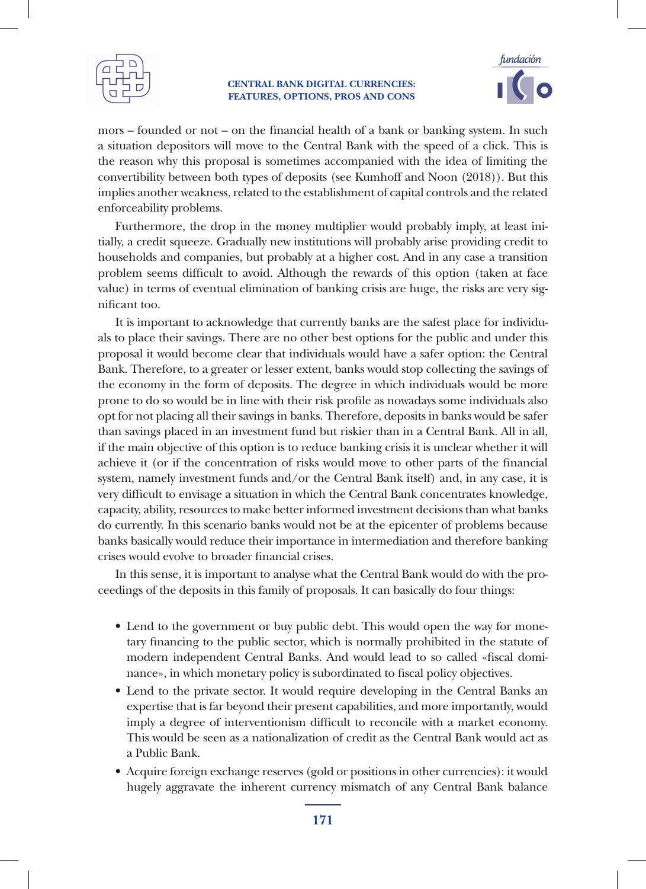mors – founded or not – on the financial health of a bank or banking system. In such a situation depositors will move to the Central Bank with the speed of a click. This is the reason why this proposal is sometimes accompanied with the idea of limiting the convertibility between both types of deposits (see Kumhoff and Noon (2018)). But this implies another weakness, related to the establishment of capital controls and the related enforceability problems.

Furthermore, the drop in the money multiplier would probably imply, at least initially, a credit squeeze. Gradually new institutions will probably arise providing credit to households and companies, but probably at a higher cost. And in any case a transition problem seems difficult to avoid. Although the rewards of this option (taken at face value) in terms of eventual elimination of banking crisis are huge, the risks are very significant too.

It is important to acknowledge that currently banks are the safest place for individuals to place their savings. There are no other best options for the public and under this proposal it would become clear that individuals would have a safer option: the Central Bank. Therefore, to a greater or lesser extent, banks would stop collecting the savings of the economy in the form of deposits. The degree in which individuals would be more prone to do so would be in line with their risk profile as nowadays some individuals also opt for not placing all their savings in banks. Therefore, deposits in banks would be safer than savings placed in an investment fund but riskier than in a Central Bank. All in all, if the main objective of this option is to reduce banking crisis it is unclear whether it will achieve it (or if the concentration of risks would move to other parts of the financial system, namely investment funds and/or the Central Bank itself) and, in any case, it is very difficult to envisage a situation in which the Central Bank concentrates knowledge, capacity, ability, resources to make better informed investment decisions than what banks do currently. In this scenario banks would not be at the epicenter of problems because banks basically would reduce their importance in intermediation and therefore banking crises would evolve to broader financial crises.

In this sense, it is important to analyse what the Central Bank would do with the proceedings of the deposits in this family of proposals. It can basically do four things:

- Lend to the government or buy public debt. This would open the way for monetary financing to the public sector, which is normally prohibited in the statute of modern independent Central Banks. And would lead to so called «fiscal dominance», in which monetary policy is subordinated to fiscal policy objectives.
- Lend to the private sector. It would require developing in the Central Banks an expertise that is far beyond their present capabilities, and more importantly, would imply a degree of interventionism difficult to reconcile with a market economy. This would be seen as a nationalization of credit as the Central Bank would act as a Public Bank.
- Acquire foreign exchange reserves (gold or positions in other currencies): it would hugely aggravate the inherent currency mismatch of any Central Bank balance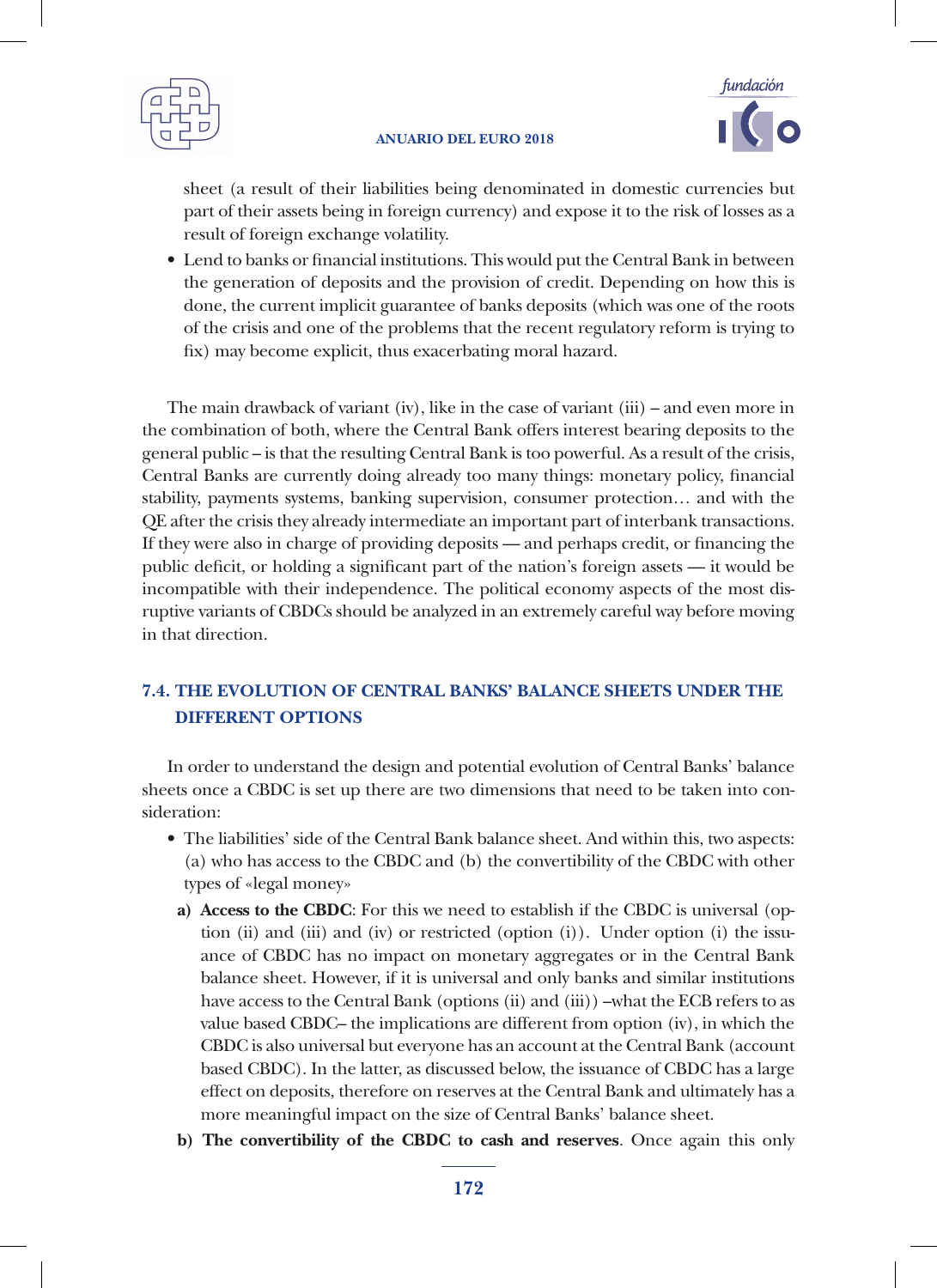sheet (a result of their liabilities being denominated in domestic currencies but part of their assets being in foreign currency) and expose it to the risk of losses as a result of foreign exchange volatility.

- Lend to banks or financial institutions. This would put the Central Bank in between the generation of deposits and the provision of credit. Depending on how this is done, the current implicit guarantee of banks deposits (which was one of the roots of the crisis and one of the problems that the recent regulatory reform is trying to fix) may become explicit, thus exacerbating moral hazard.

The main drawback of variant (iv), like in the case of variant (iii) – and even more in the combination of both, where the Central Bank offers interest bearing deposits to the general public – is that the resulting Central Bank is too powerful. As a result of the crisis, Central Banks are currently doing already too many things: monetary policy, financial stability, payments systems, banking supervision, consumer protection… and with the QE after the crisis they already intermediate an important part of interbank transactions. If they were also in charge of providing deposits — and perhaps credit, or financing the public deficit, or holding a significant part of the nation's foreign assets — it would be incompatible with their independence. The political economy aspects of the most disruptive variants of CBDCs should be analyzed in an extremely careful way before moving in that direction.

## 7.4. THE EVOLUTION OF CENTRAL BANKS' BALANCE SHEETS UNDER THE DIFFERENT OPTIONS

In order to understand the design and potential evolution of Central Banks' balance sheets once a CBDC is set up there are two dimensions that need to be taken into consideration:

- The liabilities' side of the Central Bank balance sheet. And within this, two aspects: (a) who has access to the CBDC and (b) the convertibility of the CBDC with other types of «legal money»
  - a) **Access to the CBDC**: For this we need to establish if the CBDC is universal (option (ii) and (iii) and (iv) or restricted (option (i)). Under option (i) the issuance of CBDC has no impact on monetary aggregates or in the Central Bank balance sheet. However, if it is universal and only banks and similar institutions have access to the Central Bank (options (ii) and (iii)) –what the ECB refers to as value based CBDC– the implications are different from option (iv), in which the CBDC is also universal but everyone has an account at the Central Bank (account based CBDC). In the latter, as discussed below, the issuance of CBDC has a large effect on deposits, therefore on reserves at the Central Bank and ultimately has a more meaningful impact on the size of Central Banks' balance sheet.
  - b) **The convertibility of the CBDC to cash and reserves**. Once again this only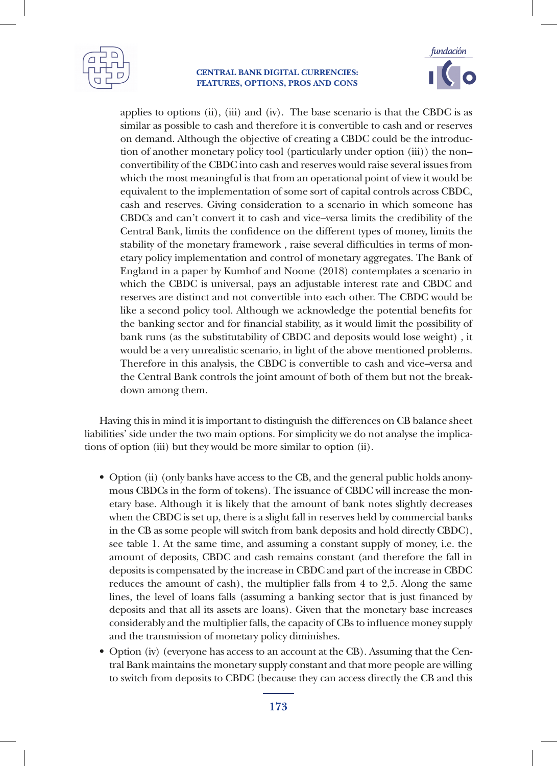applies to options (ii), (iii) and (iv). The base scenario is that the CBDC is as similar as possible to cash and therefore it is convertible to cash and or reserves on demand. Although the objective of creating a CBDC could be the introduction of another monetary policy tool (particularly under option (iii)) the non–convertibility of the CBDC into cash and reserves would raise several issues from which the most meaningful is that from an operational point of view it would be equivalent to the implementation of some sort of capital controls across CBDC, cash and reserves. Giving consideration to a scenario in which someone has CBDCs and can't convert it to cash and vice–versa limits the credibility of the Central Bank, limits the confidence on the different types of money, limits the stability of the monetary framework , raise several difficulties in terms of monetary policy implementation and control of monetary aggregates. The Bank of England in a paper by Kumhof and Noone (2018) contemplates a scenario in which the CBDC is universal, pays an adjustable interest rate and CBDC and reserves are distinct and not convertible into each other. The CBDC would be like a second policy tool. Although we acknowledge the potential benefits for the banking sector and for financial stability, as it would limit the possibility of bank runs (as the substitutability of CBDC and deposits would lose weight) , it would be a very unrealistic scenario, in light of the above mentioned problems. Therefore in this analysis, the CBDC is convertible to cash and vice–versa and the Central Bank controls the joint amount of both of them but not the breakdown among them.

Having this in mind it is important to distinguish the differences on CB balance sheet liabilities' side under the two main options. For simplicity we do not analyse the implications of option (iii) but they would be more similar to option (ii).

- Option (ii) (only banks have access to the CB, and the general public holds anonymous CBDCs in the form of tokens). The issuance of CBDC will increase the monetary base. Although it is likely that the amount of bank notes slightly decreases when the CBDC is set up, there is a slight fall in reserves held by commercial banks in the CB as some people will switch from bank deposits and hold directly CBDC), see table 1. At the same time, and assuming a constant supply of money, i.e. the amount of deposits, CBDC and cash remains constant (and therefore the fall in deposits is compensated by the increase in CBDC and part of the increase in CBDC reduces the amount of cash), the multiplier falls from 4 to 2,5. Along the same lines, the level of loans falls (assuming a banking sector that is just financed by deposits and that all its assets are loans). Given that the monetary base increases considerably and the multiplier falls, the capacity of CBs to influence money supply and the transmission of monetary policy diminishes.
- Option (iv) (everyone has access to an account at the CB). Assuming that the Central Bank maintains the monetary supply constant and that more people are willing to switch from deposits to CBDC (because they can access directly the CB and this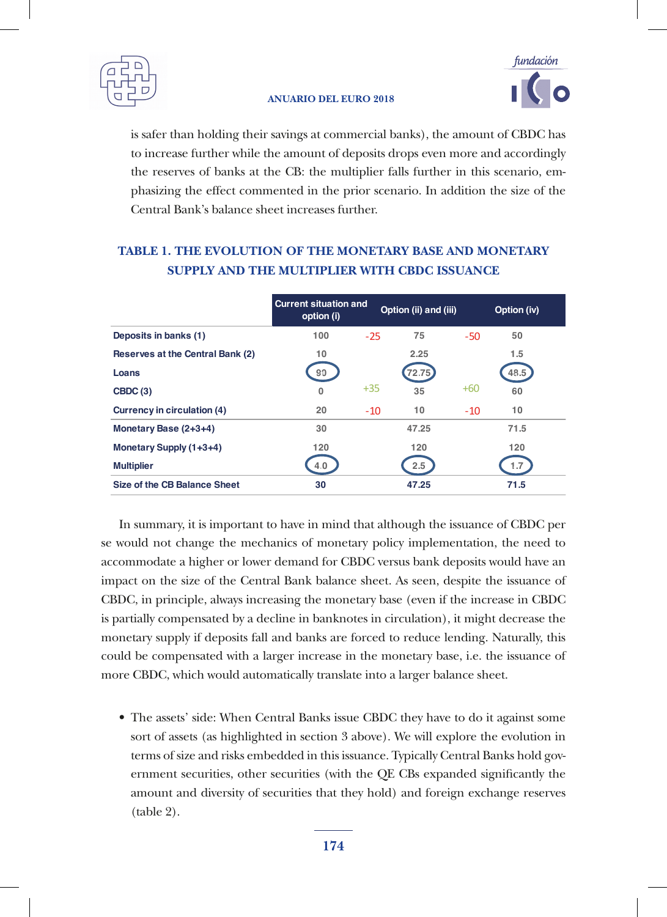is safer than holding their savings at commercial banks), the amount of CBDC has to increase further while the amount of deposits drops even more and accordingly the reserves of banks at the CB: the multiplier falls further in this scenario, emphasizing the effect commented in the prior scenario. In addition the size of the Central Bank's balance sheet increases further.

## TABLE 1. THE EVOLUTION OF THE MONETARY BASE AND MONETARY SUPPLY AND THE MULTIPLIER WITH CBDC ISSUANCE

| | Current situation and option (i) | | Option (ii) and (iii) | | Option (iv) |
|---|---|---|---|---|---|
| **Deposits in banks (1)** | 100 | -25 | 75 | -50 | 50 |
| **Reserves at the Central Bank (2)** | 10 | | 2.25 | | 1.5 |
| **Loans** | 90 | | 72.75 | | 48.5 |
| **CBDC (3)** | 0 | +35 | 35 | +60 | 60 |
| **Currency in circulation (4)** | 20 | -10 | 10 | -10 | 10 |
| **Monetary Base (2+3+4)** | 30 | | 47.25 | | 71.5 |
| **Monetary Supply (1+3+4)** | 120 | | 120 | | 120 |
| **Multiplier** | 4.0 | | 2.5 | | 1.7 |
| **Size of the CB Balance Sheet** | 30 | | 47.25 | | 71.5 |

In summary, it is important to have in mind that although the issuance of CBDC per se would not change the mechanics of monetary policy implementation, the need to accommodate a higher or lower demand for CBDC versus bank deposits would have an impact on the size of the Central Bank balance sheet. As seen, despite the issuance of CBDC, in principle, always increasing the monetary base (even if the increase in CBDC is partially compensated by a decline in banknotes in circulation), it might decrease the monetary supply if deposits fall and banks are forced to reduce lending. Naturally, this could be compensated with a larger increase in the monetary base, i.e. the issuance of more CBDC, which would automatically translate into a larger balance sheet.

- The assets' side: When Central Banks issue CBDC they have to do it against some sort of assets (as highlighted in section 3 above). We will explore the evolution in terms of size and risks embedded in this issuance. Typically Central Banks hold government securities, other securities (with the QE CBs expanded significantly the amount and diversity of securities that they hold) and foreign exchange reserves (table 2).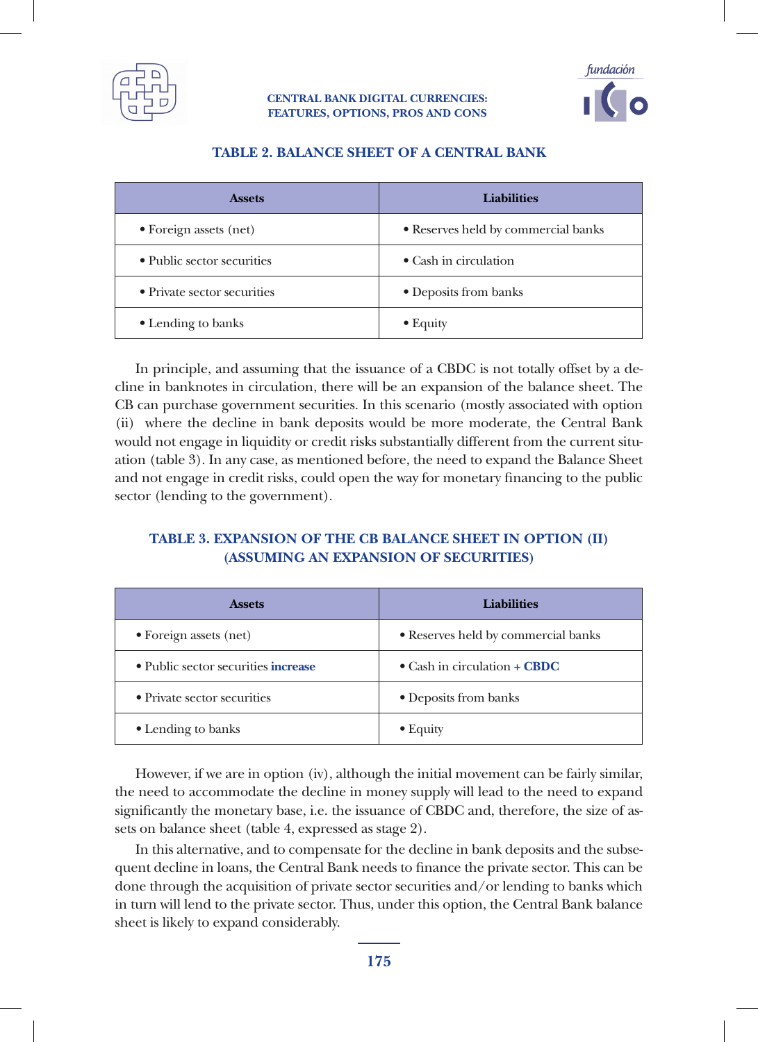### TABLE 2. BALANCE SHEET OF A CENTRAL BANK

| Assets | Liabilities |
|---|---|
| • Foreign assets (net) | • Reserves held by commercial banks |
| • Public sector securities | • Cash in circulation |
| • Private sector securities | • Deposits from banks |
| • Lending to banks | • Equity |

In principle, and assuming that the issuance of a CBDC is not totally offset by a decline in banknotes in circulation, there will be an expansion of the balance sheet. The CB can purchase government securities. In this scenario (mostly associated with option (ii) where the decline in bank deposits would be more moderate, the Central Bank would not engage in liquidity or credit risks substantially different from the current situation (table 3). In any case, as mentioned before, the need to expand the Balance Sheet and not engage in credit risks, could open the way for monetary financing to the public sector (lending to the government).

### TABLE 3. EXPANSION OF THE CB BALANCE SHEET IN OPTION (II) (ASSUMING AN EXPANSION OF SECURITIES)

| Assets | Liabilities |
|---|---|
| • Foreign assets (net) | • Reserves held by commercial banks |
| • Public sector securities **increase** | • Cash in circulation **+ CBDC** |
| • Private sector securities | • Deposits from banks |
| • Lending to banks | • Equity |

However, if we are in option (iv), although the initial movement can be fairly similar, the need to accommodate the decline in money supply will lead to the need to expand significantly the monetary base, i.e. the issuance of CBDC and, therefore, the size of assets on balance sheet (table 4, expressed as stage 2).

In this alternative, and to compensate for the decline in bank deposits and the subsequent decline in loans, the Central Bank needs to finance the private sector. This can be done through the acquisition of private sector securities and/or lending to banks which in turn will lend to the private sector. Thus, under this option, the Central Bank balance sheet is likely to expand considerably.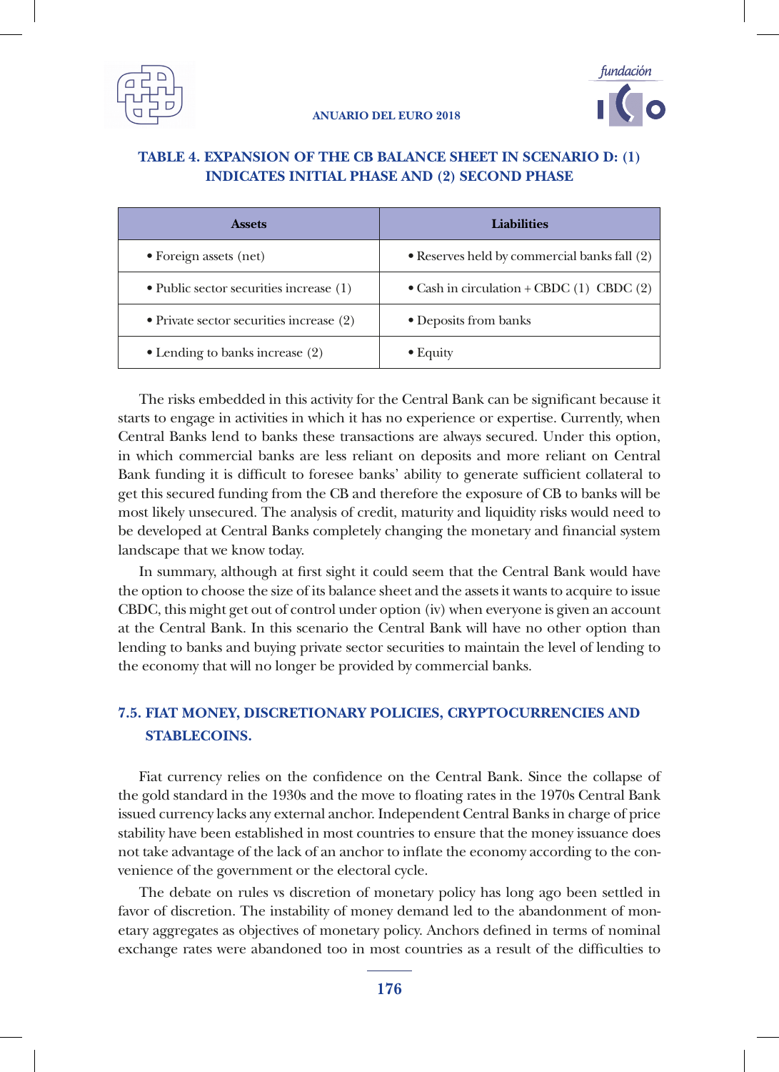**TABLE 4. EXPANSION OF THE CB BALANCE SHEET IN SCENARIO D: (1) INDICATES INITIAL PHASE AND (2) SECOND PHASE**

| Assets | Liabilities |
|---|---|
| • Foreign assets (net) | • Reserves held by commercial banks fall (2) |
| • Public sector securities increase (1) | • Cash in circulation + CBDC (1)  CBDC (2) |
| • Private sector securities increase (2) | • Deposits from banks |
| • Lending to banks increase (2) | • Equity |

The risks embedded in this activity for the Central Bank can be significant because it starts to engage in activities in which it has no experience or expertise. Currently, when Central Banks lend to banks these transactions are always secured. Under this option, in which commercial banks are less reliant on deposits and more reliant on Central Bank funding it is difficult to foresee banks' ability to generate sufficient collateral to get this secured funding from the CB and therefore the exposure of CB to banks will be most likely unsecured. The analysis of credit, maturity and liquidity risks would need to be developed at Central Banks completely changing the monetary and financial system landscape that we know today.

In summary, although at first sight it could seem that the Central Bank would have the option to choose the size of its balance sheet and the assets it wants to acquire to issue CBDC, this might get out of control under option (iv) when everyone is given an account at the Central Bank. In this scenario the Central Bank will have no other option than lending to banks and buying private sector securities to maintain the level of lending to the economy that will no longer be provided by commercial banks.

## 7.5. FIAT MONEY, DISCRETIONARY POLICIES, CRYPTOCURRENCIES AND STABLECOINS.

Fiat currency relies on the confidence on the Central Bank. Since the collapse of the gold standard in the 1930s and the move to floating rates in the 1970s Central Bank issued currency lacks any external anchor. Independent Central Banks in charge of price stability have been established in most countries to ensure that the money issuance does not take advantage of the lack of an anchor to inflate the economy according to the convenience of the government or the electoral cycle.

The debate on rules vs discretion of monetary policy has long ago been settled in favor of discretion. The instability of money demand led to the abandonment of monetary aggregates as objectives of monetary policy. Anchors defined in terms of nominal exchange rates were abandoned too in most countries as a result of the difficulties to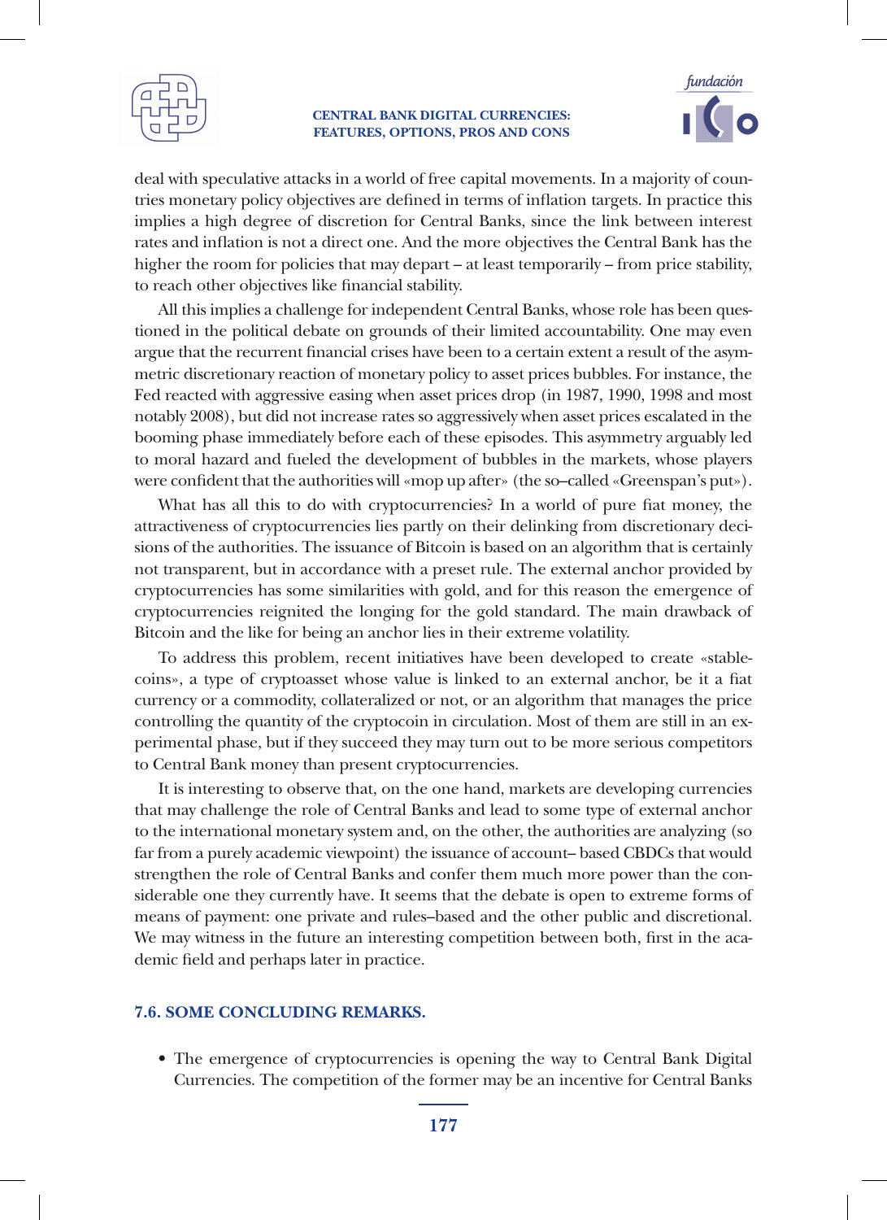deal with speculative attacks in a world of free capital movements. In a majority of countries monetary policy objectives are defined in terms of inflation targets. In practice this implies a high degree of discretion for Central Banks, since the link between interest rates and inflation is not a direct one. And the more objectives the Central Bank has the higher the room for policies that may depart – at least temporarily – from price stability, to reach other objectives like financial stability.

All this implies a challenge for independent Central Banks, whose role has been questioned in the political debate on grounds of their limited accountability. One may even argue that the recurrent financial crises have been to a certain extent a result of the asymmetric discretionary reaction of monetary policy to asset prices bubbles. For instance, the Fed reacted with aggressive easing when asset prices drop (in 1987, 1990, 1998 and most notably 2008), but did not increase rates so aggressively when asset prices escalated in the booming phase immediately before each of these episodes. This asymmetry arguably led to moral hazard and fueled the development of bubbles in the markets, whose players were confident that the authorities will «mop up after» (the so–called «Greenspan's put»).

What has all this to do with cryptocurrencies? In a world of pure fiat money, the attractiveness of cryptocurrencies lies partly on their delinking from discretionary decisions of the authorities. The issuance of Bitcoin is based on an algorithm that is certainly not transparent, but in accordance with a preset rule. The external anchor provided by cryptocurrencies has some similarities with gold, and for this reason the emergence of cryptocurrencies reignited the longing for the gold standard. The main drawback of Bitcoin and the like for being an anchor lies in their extreme volatility.

To address this problem, recent initiatives have been developed to create «stablecoins», a type of cryptoasset whose value is linked to an external anchor, be it a fiat currency or a commodity, collateralized or not, or an algorithm that manages the price controlling the quantity of the cryptocoin in circulation. Most of them are still in an experimental phase, but if they succeed they may turn out to be more serious competitors to Central Bank money than present cryptocurrencies.

It is interesting to observe that, on the one hand, markets are developing currencies that may challenge the role of Central Banks and lead to some type of external anchor to the international monetary system and, on the other, the authorities are analyzing (so far from a purely academic viewpoint) the issuance of account– based CBDCs that would strengthen the role of Central Banks and confer them much more power than the considerable one they currently have. It seems that the debate is open to extreme forms of means of payment: one private and rules–based and the other public and discretional. We may witness in the future an interesting competition between both, first in the academic field and perhaps later in practice.

## 7.6. SOME CONCLUDING REMARKS.

- The emergence of cryptocurrencies is opening the way to Central Bank Digital Currencies. The competition of the former may be an incentive for Central Banks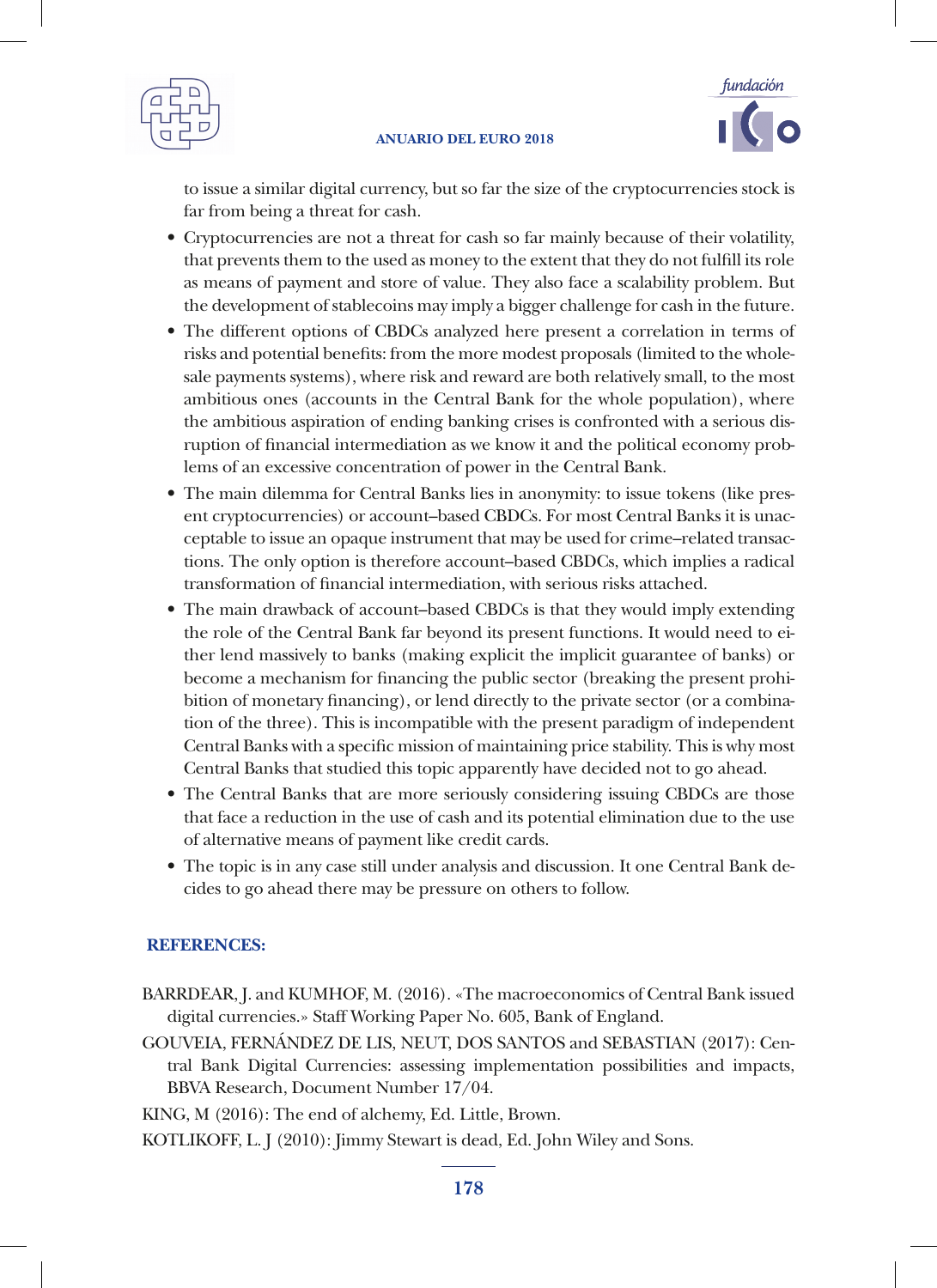to issue a similar digital currency, but so far the size of the cryptocurrencies stock is far from being a threat for cash.

- Cryptocurrencies are not a threat for cash so far mainly because of their volatility, that prevents them to the used as money to the extent that they do not fulfill its role as means of payment and store of value. They also face a scalability problem. But the development of stablecoins may imply a bigger challenge for cash in the future.
- The different options of CBDCs analyzed here present a correlation in terms of risks and potential benefits: from the more modest proposals (limited to the wholesale payments systems), where risk and reward are both relatively small, to the most ambitious ones (accounts in the Central Bank for the whole population), where the ambitious aspiration of ending banking crises is confronted with a serious disruption of financial intermediation as we know it and the political economy problems of an excessive concentration of power in the Central Bank.
- The main dilemma for Central Banks lies in anonymity: to issue tokens (like present cryptocurrencies) or account–based CBDCs. For most Central Banks it is unacceptable to issue an opaque instrument that may be used for crime–related transactions. The only option is therefore account–based CBDCs, which implies a radical transformation of financial intermediation, with serious risks attached.
- The main drawback of account–based CBDCs is that they would imply extending the role of the Central Bank far beyond its present functions. It would need to either lend massively to banks (making explicit the implicit guarantee of banks) or become a mechanism for financing the public sector (breaking the present prohibition of monetary financing), or lend directly to the private sector (or a combination of the three). This is incompatible with the present paradigm of independent Central Banks with a specific mission of maintaining price stability. This is why most Central Banks that studied this topic apparently have decided not to go ahead.
- The Central Banks that are more seriously considering issuing CBDCs are those that face a reduction in the use of cash and its potential elimination due to the use of alternative means of payment like credit cards.
- The topic is in any case still under analysis and discussion. It one Central Bank decides to go ahead there may be pressure on others to follow.

## REFERENCES:

BARRDEAR, J. and KUMHOF, M. (2016). «The macroeconomics of Central Bank issued digital currencies.» Staff Working Paper No. 605, Bank of England.

GOUVEIA, FERNÁNDEZ DE LIS, NEUT, DOS SANTOS and SEBASTIAN (2017): Central Bank Digital Currencies: assessing implementation possibilities and impacts, BBVA Research, Document Number 17/04.

KING, M (2016): The end of alchemy, Ed. Little, Brown.

KOTLIKOFF, L. J (2010): Jimmy Stewart is dead, Ed. John Wiley and Sons.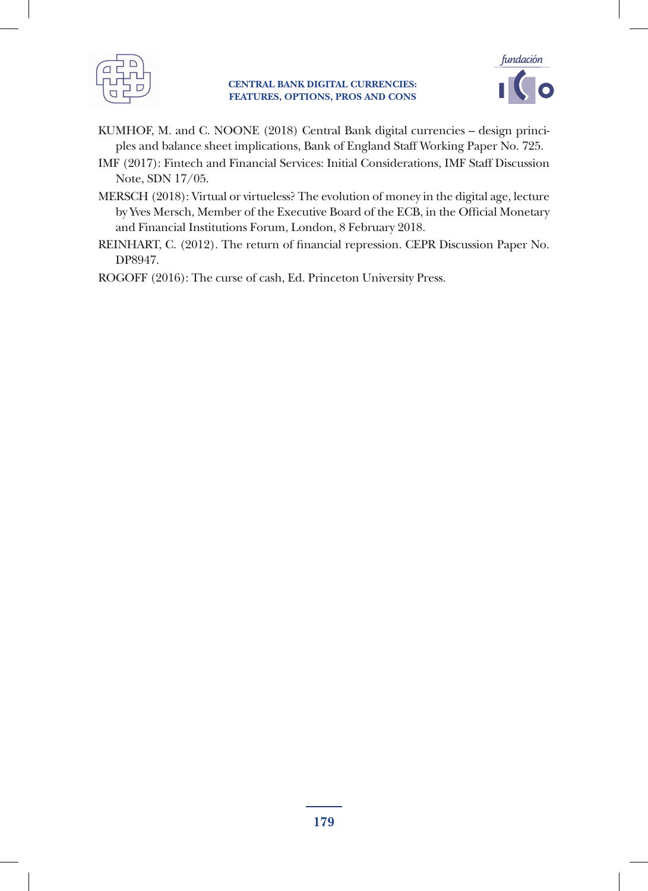KUMHOF, M. and C. NOONE (2018) Central Bank digital currencies – design principles and balance sheet implications, Bank of England Staff Working Paper No. 725.

IMF (2017): Fintech and Financial Services: Initial Considerations, IMF Staff Discussion Note, SDN 17/05.

MERSCH (2018): Virtual or virtueless? The evolution of money in the digital age, lecture by Yves Mersch, Member of the Executive Board of the ECB, in the Official Monetary and Financial Institutions Forum, London, 8 February 2018.

REINHART, C. (2012). The return of financial repression. CEPR Discussion Paper No. DP8947.

ROGOFF (2016): The curse of cash, Ed. Princeton University Press.